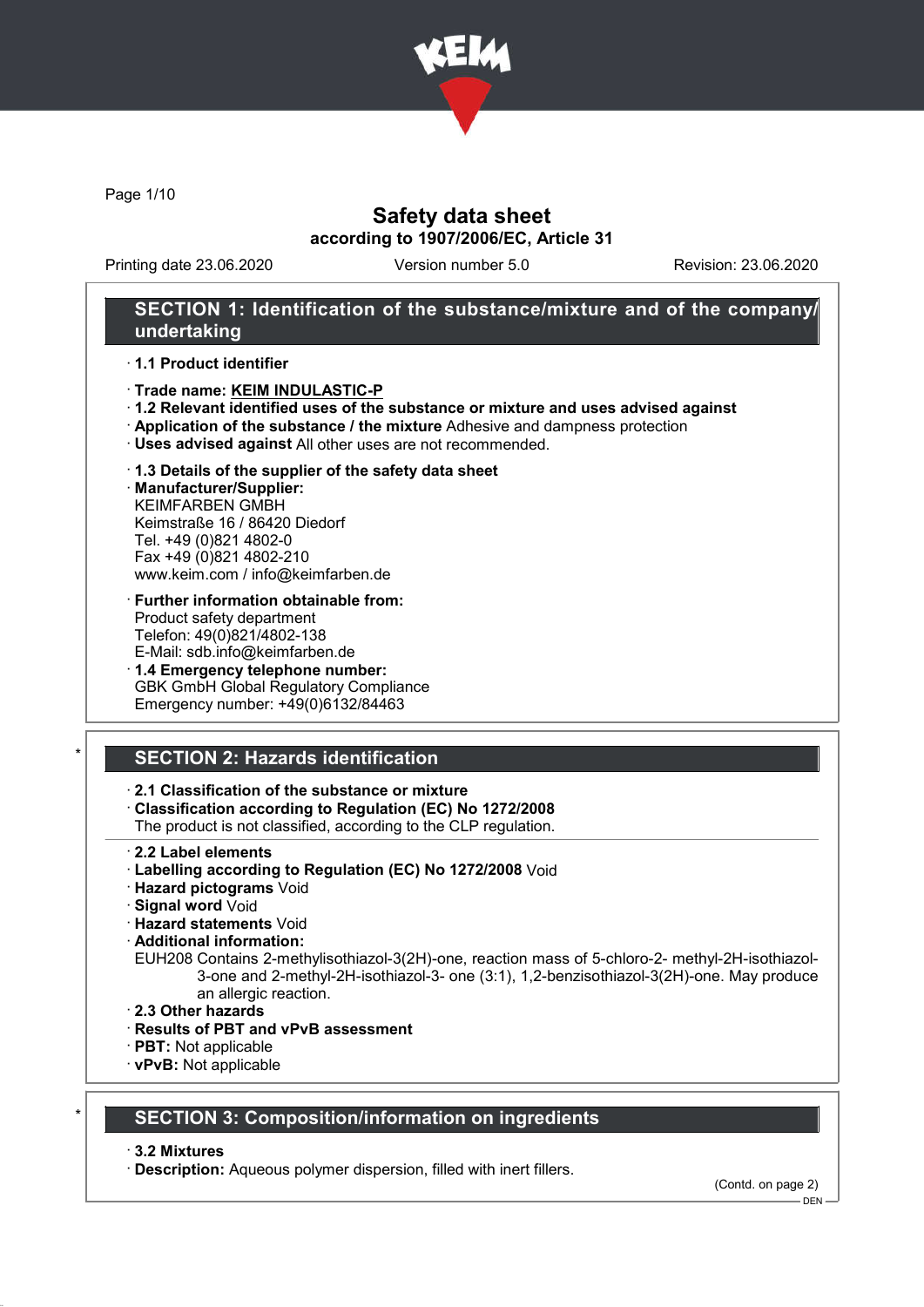# Safety data sheet
**according to 1907/2006/EC, Article 31**

Printing date 23.06.2020 Version number 5.0 Revision: 23.06.2020

## SECTION 1: Identification of the substance/mixture and of the company/undertaking

· **1.1 Product identifier**

· **Trade name: KEIM INDULASTIC-P**
· **1.2 Relevant identified uses of the substance or mixture and uses advised against**
· **Application of the substance / the mixture** Adhesive and dampness protection
· **Uses advised against** All other uses are not recommended.

· **1.3 Details of the supplier of the safety data sheet**
· **Manufacturer/Supplier:**
KEIMFARBEN GMBH
Keimstraße 16 / 86420 Diedorf
Tel. +49 (0)821 4802-0
Fax +49 (0)821 4802-210
www.keim.com / info@keimfarben.de

· **Further information obtainable from:**
Product safety department
Telefon: 49(0)821/4802-138
E-Mail: sdb.info@keimfarben.de
· **1.4 Emergency telephone number:**
GBK GmbH Global Regulatory Compliance
Emergency number: +49(0)6132/84463

## SECTION 2: Hazards identification

· **2.1 Classification of the substance or mixture**
· **Classification according to Regulation (EC) No 1272/2008**
The product is not classified, according to the CLP regulation.

· **2.2 Label elements**
· **Labelling according to Regulation (EC) No 1272/2008** Void
· **Hazard pictograms** Void
· **Signal word** Void
· **Hazard statements** Void
· **Additional information:**
EUH208 Contains 2-methylisothiazol-3(2H)-one, reaction mass of 5-chloro-2- methyl-2H-isothiazol-3-one and 2-methyl-2H-isothiazol-3- one (3:1), 1,2-benzisothiazol-3(2H)-one. May produce an allergic reaction.
· **2.3 Other hazards**
· **Results of PBT and vPvB assessment**
· **PBT:** Not applicable
· **vPvB:** Not applicable

## SECTION 3: Composition/information on ingredients

· **3.2 Mixtures**
· **Description:** Aqueous polymer dispersion, filled with inert fillers.

(Contd. on page 2)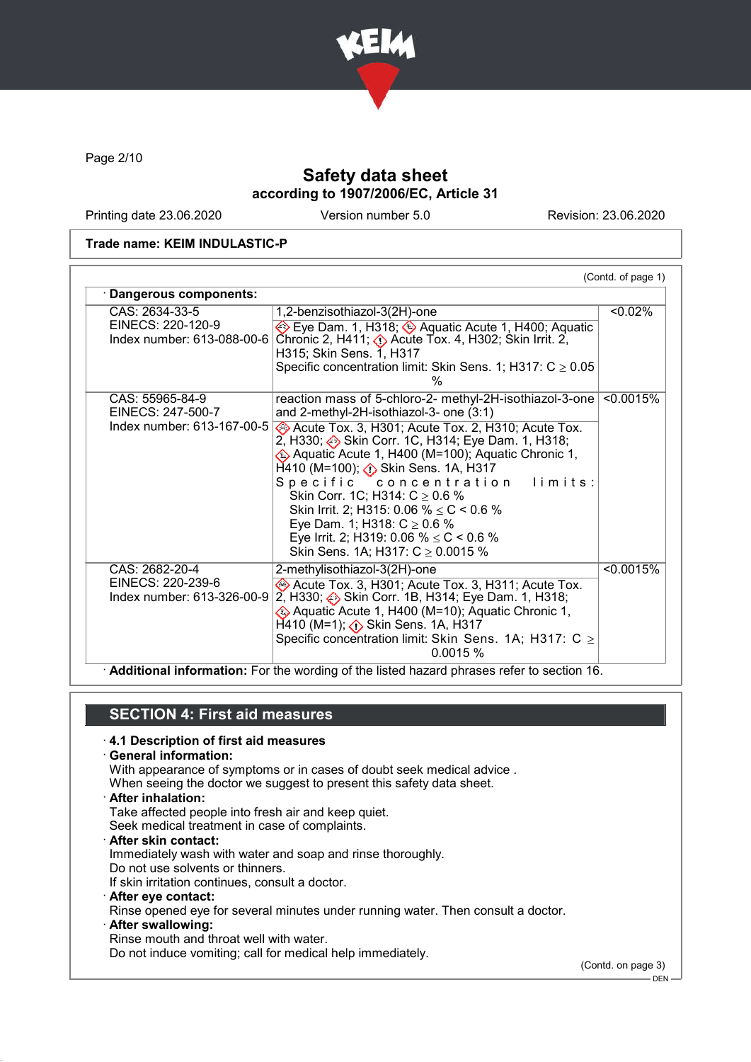# Safety data sheet

**according to 1907/2006/EC, Article 31**

Printing date 23.06.2020 | Version number 5.0 | Revision: 23.06.2020

**Trade name: KEIM INDULASTIC-P**

(Contd. of page 1)

· **Dangerous components:**

| | | |
|---|---|---|
| CAS: 2634-33-5<br>EINECS: 220-120-9<br>Index number: 613-088-00-6 | 1,2-benzisothiazol-3(2H)-one<br>Eye Dam. 1, H318; Aquatic Acute 1, H400; Aquatic Chronic 2, H411; Acute Tox. 4, H302; Skin Irrit. 2, H315; Skin Sens. 1, H317<br>Specific concentration limit: Skin Sens. 1; H317: C ≥ 0.05 % | <0.02% |
| CAS: 55965-84-9<br>EINECS: 247-500-7<br>Index number: 613-167-00-5 | reaction mass of 5-chloro-2- methyl-2H-isothiazol-3-one and 2-methyl-2H-isothiazol-3- one (3:1)<br>Acute Tox. 3, H301; Acute Tox. 2, H310; Acute Tox. 2, H330; Skin Corr. 1C, H314; Eye Dam. 1, H318; Aquatic Acute 1, H400 (M=100); Aquatic Chronic 1, H410 (M=100); Skin Sens. 1A, H317<br>Specific concentration limits:<br>Skin Corr. 1C; H314: C ≥ 0.6 %<br>Skin Irrit. 2; H315: 0.06 % ≤ C < 0.6 %<br>Eye Dam. 1; H318: C ≥ 0.6 %<br>Eye Irrit. 2; H319: 0.06 % ≤ C < 0.6 %<br>Skin Sens. 1A; H317: C ≥ 0.0015 % | <0.0015% |
| CAS: 2682-20-4<br>EINECS: 220-239-6<br>Index number: 613-326-00-9 | 2-methylisothiazol-3(2H)-one<br>Acute Tox. 3, H301; Acute Tox. 3, H311; Acute Tox. 2, H330; Skin Corr. 1B, H314; Eye Dam. 1, H318; Aquatic Acute 1, H400 (M=10); Aquatic Chronic 1, H410 (M=1); Skin Sens. 1A, H317<br>Specific concentration limit: Skin Sens. 1A; H317: C ≥ 0.0015 % | <0.0015% |

· **Additional information:** For the wording of the listed hazard phrases refer to section 16.

## SECTION 4: First aid measures

· **4.1 Description of first aid measures**

· **General information:**
With appearance of symptoms or in cases of doubt seek medical advice .
When seeing the doctor we suggest to present this safety data sheet.

· **After inhalation:**
Take affected people into fresh air and keep quiet.
Seek medical treatment in case of complaints.

· **After skin contact:**
Immediately wash with water and soap and rinse thoroughly.
Do not use solvents or thinners.
If skin irritation continues, consult a doctor.

· **After eye contact:**
Rinse opened eye for several minutes under running water. Then consult a doctor.

· **After swallowing:**
Rinse mouth and throat well with water.
Do not induce vomiting; call for medical help immediately.

(Contd. on page 3)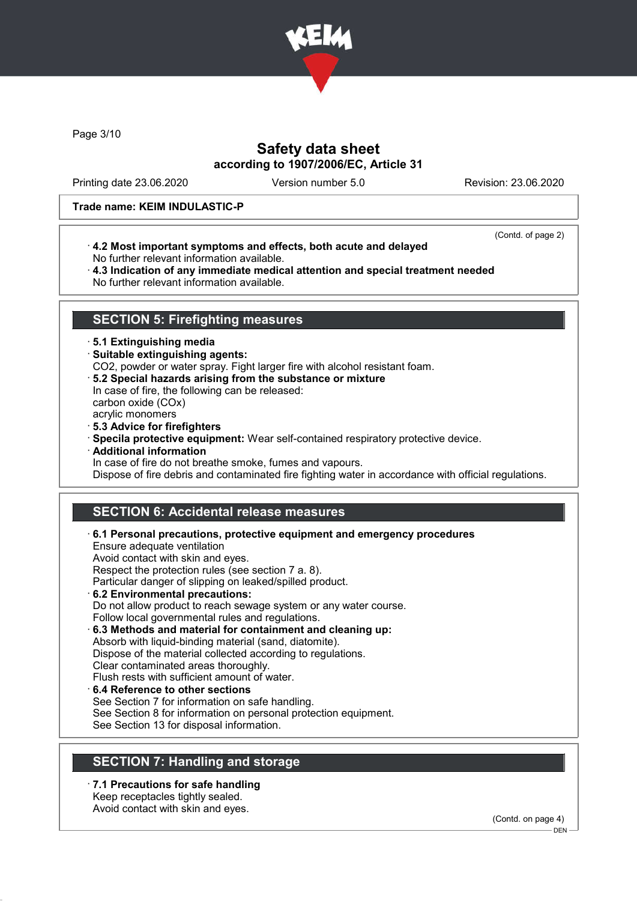Trade name: KEIM INDULASTIC-P

(Contd. of page 2)

· **4.2 Most important symptoms and effects, both acute and delayed**
No further relevant information available.
· **4.3 Indication of any immediate medical attention and special treatment needed**
No further relevant information available.

## SECTION 5: Firefighting measures

· **5.1 Extinguishing media**
· **Suitable extinguishing agents:**
$CO_2$, powder or water spray. Fight larger fire with alcohol resistant foam.
· **5.2 Special hazards arising from the substance or mixture**
In case of fire, the following can be released:
carbon oxide (COx)
acrylic monomers
· **5.3 Advice for firefighters**
· **Specila protective equipment:** Wear self-contained respiratory protective device.
· **Additional information**
In case of fire do not breathe smoke, fumes and vapours.
Dispose of fire debris and contaminated fire fighting water in accordance with official regulations.

## SECTION 6: Accidental release measures

· **6.1 Personal precautions, protective equipment and emergency procedures**
Ensure adequate ventilation
Avoid contact with skin and eyes.
Respect the protection rules (see section 7 a. 8).
Particular danger of slipping on leaked/spilled product.
· **6.2 Environmental precautions:**
Do not allow product to reach sewage system or any water course.
Follow local governmental rules and regulations.
· **6.3 Methods and material for containment and cleaning up:**
Absorb with liquid-binding material (sand, diatomite).
Dispose of the material collected according to regulations.
Clear contaminated areas thoroughly.
Flush rests with sufficient amount of water.
· **6.4 Reference to other sections**
See Section 7 for information on safe handling.
See Section 8 for information on personal protection equipment.
See Section 13 for disposal information.

## SECTION 7: Handling and storage

· **7.1 Precautions for safe handling**
Keep receptacles tightly sealed.
Avoid contact with skin and eyes.

(Contd. on page 4)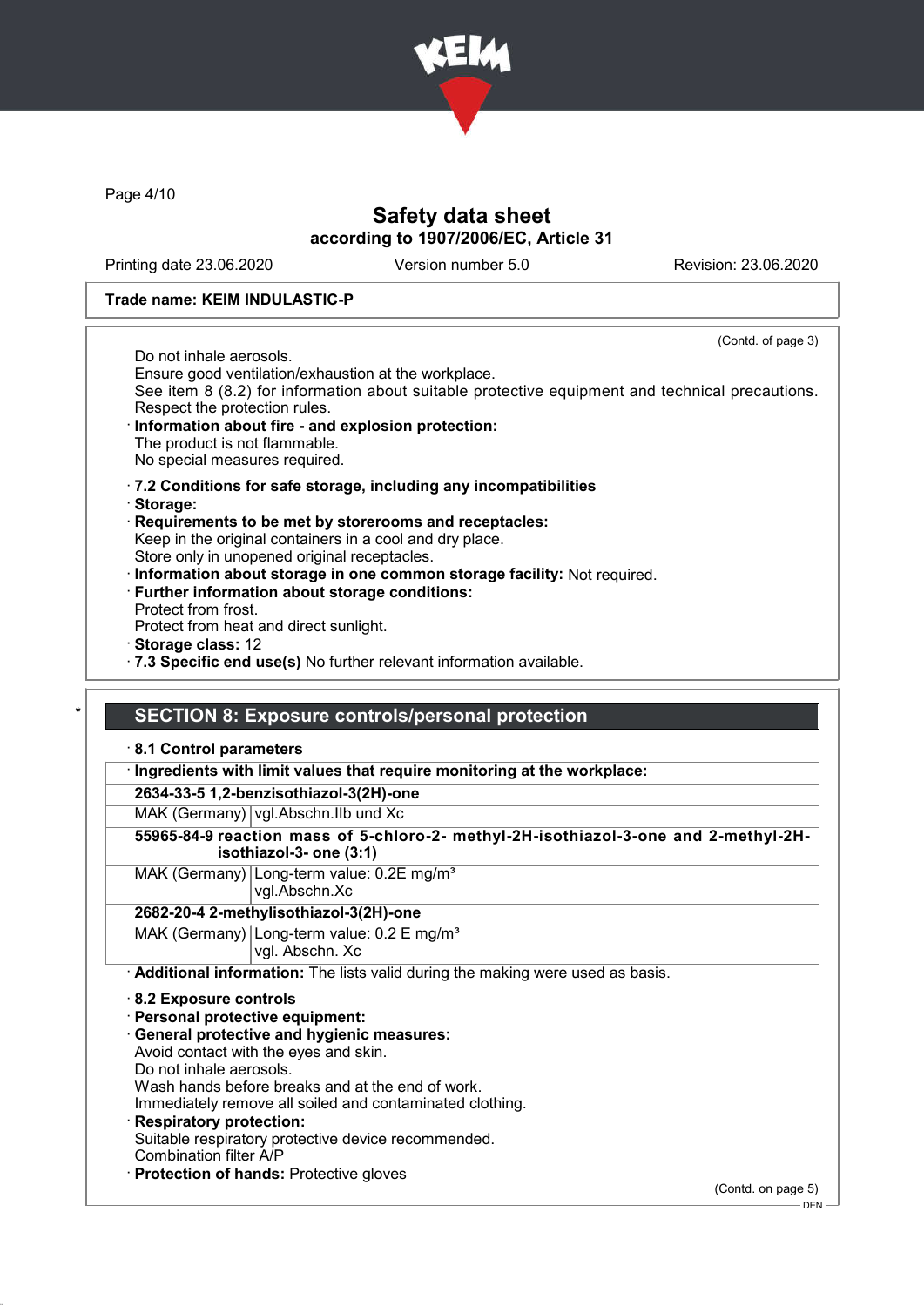Page 4/10

# Safety data sheet

**according to 1907/2006/EC, Article 31**

Printing date 23.06.2020 Version number 5.0 Revision: 23.06.2020

**Trade name: KEIM INDULASTIC-P**

(Contd. of page 3)

Do not inhale aerosols.
Ensure good ventilation/exhaustion at the workplace.
See item 8 (8.2) for information about suitable protective equipment and technical precautions.
Respect the protection rules.

· **Information about fire - and explosion protection:**
The product is not flammable.
No special measures required.

· **7.2 Conditions for safe storage, including any incompatibilities**
· **Storage:**
· **Requirements to be met by storerooms and receptacles:**
Keep in the original containers in a cool and dry place.
Store only in unopened original receptacles.
· **Information about storage in one common storage facility:** Not required.
· **Further information about storage conditions:**
Protect from frost.
Protect from heat and direct sunlight.
· **Storage class:** 12
· **7.3 Specific end use(s)** No further relevant information available.

\*

## SECTION 8: Exposure controls/personal protection

· **8.1 Control parameters**

| · **Ingredients with limit values that require monitoring at the workplace:** | |
|---|---|
| **2634-33-5 1,2-benzisothiazol-3(2H)-one** | |
| MAK (Germany) | vgl.Abschn.IIb und Xc |
| **55965-84-9 reaction mass of 5-chloro-2- methyl-2H-isothiazol-3-one and 2-methyl-2H-isothiazol-3- one (3:1)** | |
| MAK (Germany) | Long-term value: 0.2E mg/m³<br>vgl.Abschn.Xc |
| **2682-20-4 2-methylisothiazol-3(2H)-one** | |
| MAK (Germany) | Long-term value: 0.2 E mg/m³<br>vgl. Abschn. Xc |

· **Additional information:** The lists valid during the making were used as basis.

· **8.2 Exposure controls**
· **Personal protective equipment:**
· **General protective and hygienic measures:**
Avoid contact with the eyes and skin.
Do not inhale aerosols.
Wash hands before breaks and at the end of work.
Immediately remove all soiled and contaminated clothing.
· **Respiratory protection:**
Suitable respiratory protective device recommended.
Combination filter A/P
· **Protection of hands:** Protective gloves

(Contd. on page 5)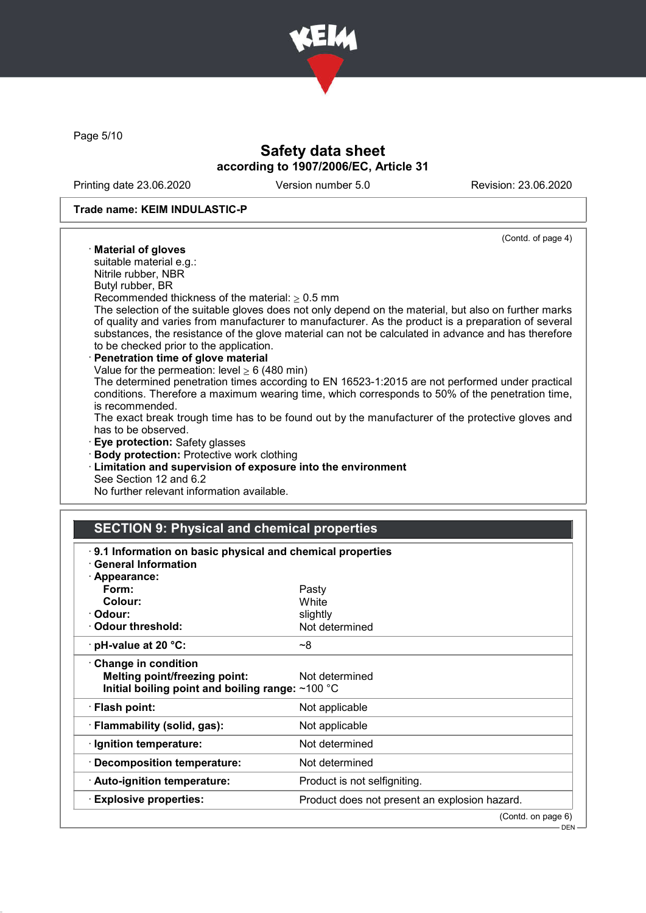Trade name: KEIM INDULASTIC-P

(Contd. of page 4)

· **Material of gloves**
suitable material e.g.:
Nitrile rubber, NBR
Butyl rubber, BR
Recommended thickness of the material: ≥ 0.5 mm
The selection of the suitable gloves does not only depend on the material, but also on further marks of quality and varies from manufacturer to manufacturer. As the product is a preparation of several substances, the resistance of the glove material can not be calculated in advance and has therefore to be checked prior to the application.

· **Penetration time of glove material**
Value for the permeation: level ≥ 6 (480 min)
The determined penetration times according to EN 16523-1:2015 are not performed under practical conditions. Therefore a maximum wearing time, which corresponds to 50% of the penetration time, is recommended.
The exact break trough time has to be found out by the manufacturer of the protective gloves and has to be observed.

· **Eye protection:** Safety glasses
· **Body protection:** Protective work clothing
· **Limitation and supervision of exposure into the environment**
See Section 12 and 6.2
No further relevant information available.

## SECTION 9: Physical and chemical properties

· **9.1 Information on basic physical and chemical properties**
· **General Information**
· **Appearance:**

| | |
|---|---|
| **Form:** | Pasty |
| **Colour:** | White |
| · **Odour:** | slightly |
| · **Odour threshold:** | Not determined |
| · **pH-value at 20 °C:** | ~8 |
| · **Change in condition** | |
| **Melting point/freezing point:** | Not determined |
| **Initial boiling point and boiling range:** | ~100 °C |
| · **Flash point:** | Not applicable |
| · **Flammability (solid, gas):** | Not applicable |
| · **Ignition temperature:** | Not determined |
| · **Decomposition temperature:** | Not determined |
| · **Auto-ignition temperature:** | Product is not selfigniting. |
| · **Explosive properties:** | Product does not present an explosion hazard. |

(Contd. on page 6)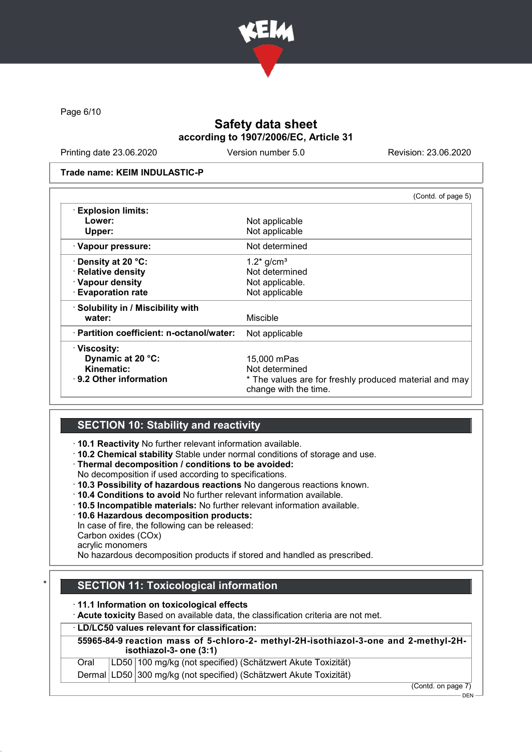Trade name: KEIM INDULASTIC-P

(Contd. of page 5)

| | |
|---|---|
| · **Explosion limits:** | |
| **Lower:** | Not applicable |
| **Upper:** | Not applicable |
| · **Vapour pressure:** | Not determined |
| · **Density at 20 °C:** | 1.2* g/cm³ |
| · **Relative density** | Not determined |
| · **Vapour density** | Not applicable. |
| · **Evaporation rate** | Not applicable |
| · **Solubility in / Miscibility with water:** | Miscible |
| · **Partition coefficient: n-octanol/water:** | Not applicable |
| · **Viscosity:** | |
| **Dynamic at 20 °C:** | 15,000 mPas |
| **Kinematic:** | Not determined |
| · **9.2 Other information** | * The values are for freshly produced material and may change with the time. |

## SECTION 10: Stability and reactivity

· **10.1 Reactivity** No further relevant information available.
· **10.2 Chemical stability** Stable under normal conditions of storage and use.
· **Thermal decomposition / conditions to be avoided:**
No decomposition if used according to specifications.
· **10.3 Possibility of hazardous reactions** No dangerous reactions known.
· **10.4 Conditions to avoid** No further relevant information available.
· **10.5 Incompatible materials:** No further relevant information available.
· **10.6 Hazardous decomposition products:**
In case of fire, the following can be released:
Carbon oxides (COx)
acrylic monomers
No hazardous decomposition products if stored and handled as prescribed.

## * SECTION 11: Toxicological information

· **11.1 Information on toxicological effects**
· **Acute toxicity** Based on available data, the classification criteria are not met.

| · **LD/LC50 values relevant for classification:** | | |
|---|---|---|
| **55965-84-9 reaction mass of 5-chloro-2- methyl-2H-isothiazol-3-one and 2-methyl-2H-isothiazol-3- one (3:1)** | | |
| Oral | LD50 | 100 mg/kg (not specified) (Schätzwert Akute Toxizität) |
| Dermal | LD50 | 300 mg/kg (not specified) (Schätzwert Akute Toxizität) |

(Contd. on page 7)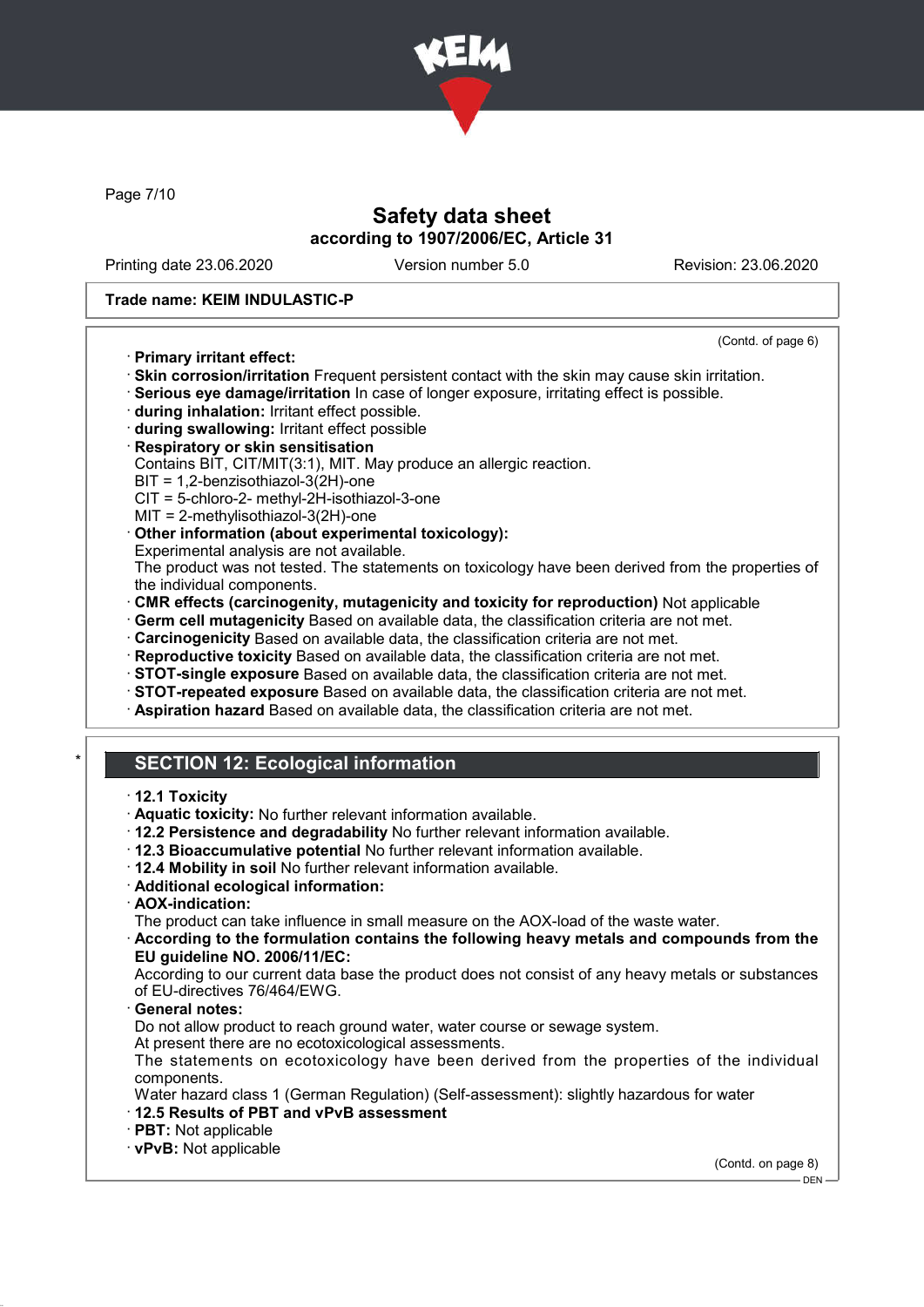**Trade name: KEIM INDULASTIC-P**

(Contd. of page 6)

· **Primary irritant effect:**
· **Skin corrosion/irritation** Frequent persistent contact with the skin may cause skin irritation.
· **Serious eye damage/irritation** In case of longer exposure, irritating effect is possible.
· **during inhalation:** Irritant effect possible.
· **during swallowing:** Irritant effect possible
· **Respiratory or skin sensitisation**
Contains BIT, CIT/MIT(3:1), MIT. May produce an allergic reaction.
BIT = 1,2-benzisothiazol-3(2H)-one
CIT = 5-chloro-2- methyl-2H-isothiazol-3-one
MIT = 2-methylisothiazol-3(2H)-one
· **Other information (about experimental toxicology):**
Experimental analysis are not available.
The product was not tested. The statements on toxicology have been derived from the properties of the individual components.
· **CMR effects (carcinogenity, mutagenicity and toxicity for reproduction)** Not applicable
· **Germ cell mutagenicity** Based on available data, the classification criteria are not met.
· **Carcinogenicity** Based on available data, the classification criteria are not met.
· **Reproductive toxicity** Based on available data, the classification criteria are not met.
· **STOT-single exposure** Based on available data, the classification criteria are not met.
· **STOT-repeated exposure** Based on available data, the classification criteria are not met.
· **Aspiration hazard** Based on available data, the classification criteria are not met.

## * SECTION 12: Ecological information

· **12.1 Toxicity**
· **Aquatic toxicity:** No further relevant information available.
· **12.2 Persistence and degradability** No further relevant information available.
· **12.3 Bioaccumulative potential** No further relevant information available.
· **12.4 Mobility in soil** No further relevant information available.
· **Additional ecological information:**
· **AOX-indication:**
The product can take influence in small measure on the AOX-load of the waste water.
· **According to the formulation contains the following heavy metals and compounds from the EU guideline NO. 2006/11/EC:**
According to our current data base the product does not consist of any heavy metals or substances of EU-directives 76/464/EWG.
· **General notes:**
Do not allow product to reach ground water, water course or sewage system.
At present there are no ecotoxicological assessments.
The statements on ecotoxicology have been derived from the properties of the individual components.
Water hazard class 1 (German Regulation) (Self-assessment): slightly hazardous for water
· **12.5 Results of PBT and vPvB assessment**
· **PBT:** Not applicable
· **vPvB:** Not applicable

(Contd. on page 8)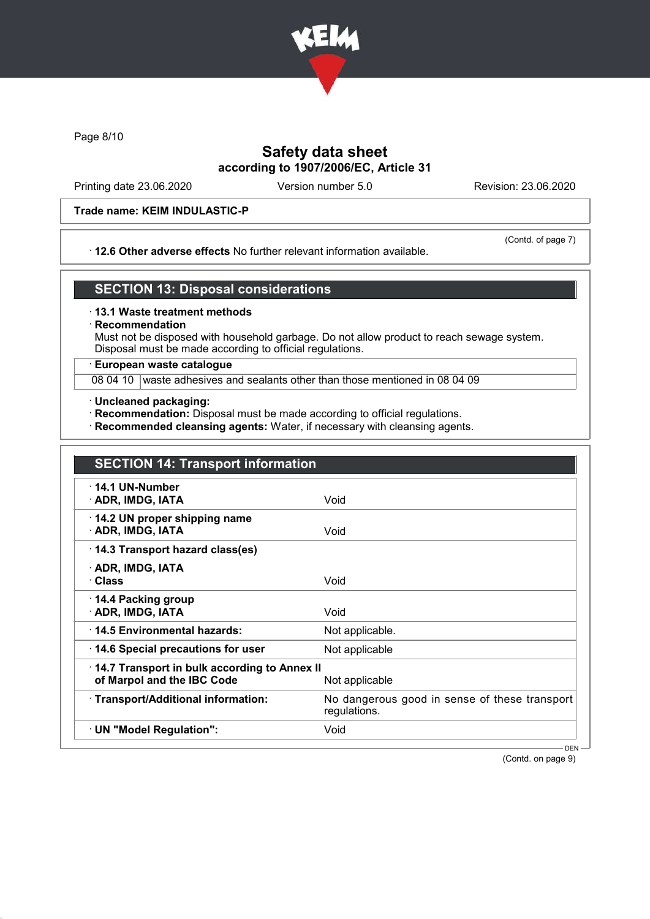Trade name: KEIM INDULASTIC-P

(Contd. of page 7)

· **12.6 Other adverse effects** No further relevant information available.

## SECTION 13: Disposal considerations

· **13.1 Waste treatment methods**

· **Recommendation**

Must not be disposed with household garbage. Do not allow product to reach sewage system.
Disposal must be made according to official regulations.

· **European waste catalogue**

| | |
|---|---|
| 08 04 10 | waste adhesives and sealants other than those mentioned in 08 04 09 |

· **Uncleaned packaging:**

· **Recommendation:** Disposal must be made according to official regulations.

· **Recommended cleansing agents:** Water, if necessary with cleansing agents.

## SECTION 14: Transport information

| | |
|---|---|
| · **14.1 UN-Number** | |
| · **ADR, IMDG, IATA** | Void |
| · **14.2 UN proper shipping name** | |
| · **ADR, IMDG, IATA** | Void |
| · **14.3 Transport hazard class(es)** | |
| · **ADR, IMDG, IATA** | |
| · **Class** | Void |
| · **14.4 Packing group** | |
| · **ADR, IMDG, IATA** | Void |
| · **14.5 Environmental hazards:** | Not applicable. |
| · **14.6 Special precautions for user** | Not applicable |
| · **14.7 Transport in bulk according to Annex II of Marpol and the IBC Code** | Not applicable |
| · **Transport/Additional information:** | No dangerous good in sense of these transport regulations. |
| · **UN "Model Regulation":** | Void |

(Contd. on page 9)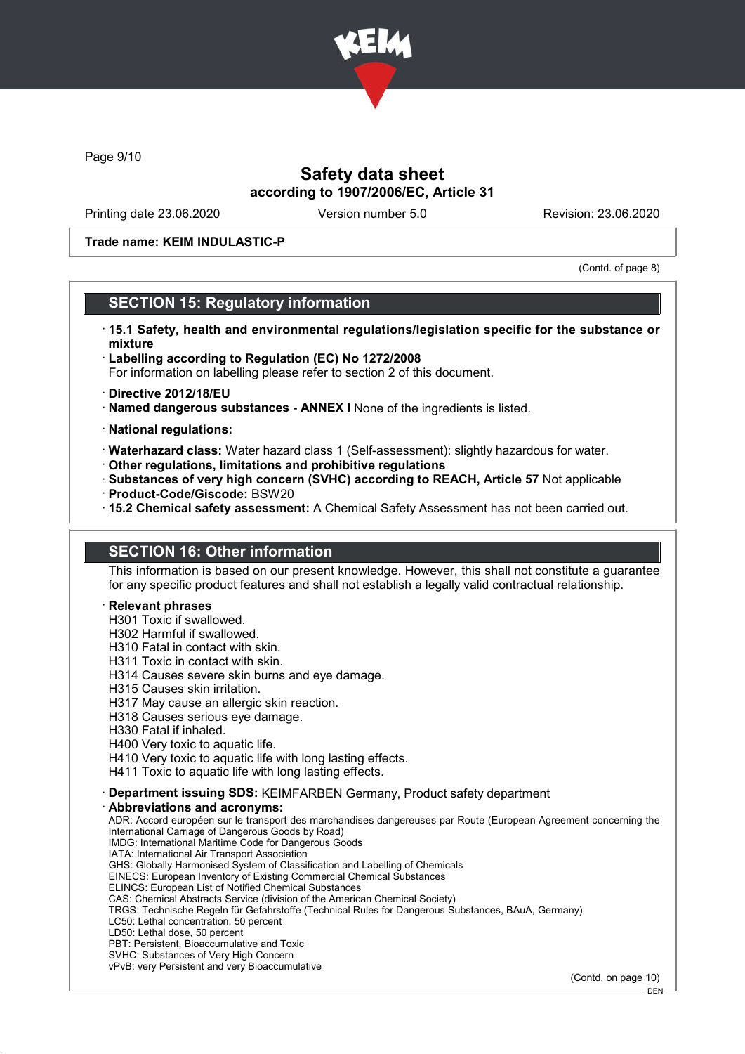**Safety data sheet**
**according to 1907/2006/EC, Article 31**

Printing date 23.06.2020 Version number 5.0 Revision: 23.06.2020

**Trade name: KEIM INDULASTIC-P**

(Contd. of page 8)

## SECTION 15: Regulatory information

- **15.1 Safety, health and environmental regulations/legislation specific for the substance or mixture**
- **Labelling according to Regulation (EC) No 1272/2008**
  For information on labelling please refer to section 2 of this document.
- **Directive 2012/18/EU**
- **Named dangerous substances - ANNEX I** None of the ingredients is listed.
- **National regulations:**
- **Waterhazard class:** Water hazard class 1 (Self-assessment): slightly hazardous for water.
- **Other regulations, limitations and prohibitive regulations**
- **Substances of very high concern (SVHC) according to REACH, Article 57** Not applicable
- **Product-Code/Giscode:** BSW20
- **15.2 Chemical safety assessment:** A Chemical Safety Assessment has not been carried out.

## SECTION 16: Other information

This information is based on our present knowledge. However, this shall not constitute a guarantee for any specific product features and shall not establish a legally valid contractual relationship.

- **Relevant phrases**
  H301 Toxic if swallowed.
  H302 Harmful if swallowed.
  H310 Fatal in contact with skin.
  H311 Toxic in contact with skin.
  H314 Causes severe skin burns and eye damage.
  H315 Causes skin irritation.
  H317 May cause an allergic skin reaction.
  H318 Causes serious eye damage.
  H330 Fatal if inhaled.
  H400 Very toxic to aquatic life.
  H410 Very toxic to aquatic life with long lasting effects.
  H411 Toxic to aquatic life with long lasting effects.
- **Department issuing SDS:** KEIMFARBEN Germany, Product safety department
- **Abbreviations and acronyms:**
  ADR: Accord européen sur le transport des marchandises dangereuses par Route (European Agreement concerning the International Carriage of Dangerous Goods by Road)
  IMDG: International Maritime Code for Dangerous Goods
  IATA: International Air Transport Association
  GHS: Globally Harmonised System of Classification and Labelling of Chemicals
  EINECS: European Inventory of Existing Commercial Chemical Substances
  ELINCS: European List of Notified Chemical Substances
  CAS: Chemical Abstracts Service (division of the American Chemical Society)
  TRGS: Technische Regeln für Gefahrstoffe (Technical Rules for Dangerous Substances, BAuA, Germany)
  LC50: Lethal concentration, 50 percent
  LD50: Lethal dose, 50 percent
  PBT: Persistent, Bioaccumulative and Toxic
  SVHC: Substances of Very High Concern
  vPvB: very Persistent and very Bioaccumulative

(Contd. on page 10)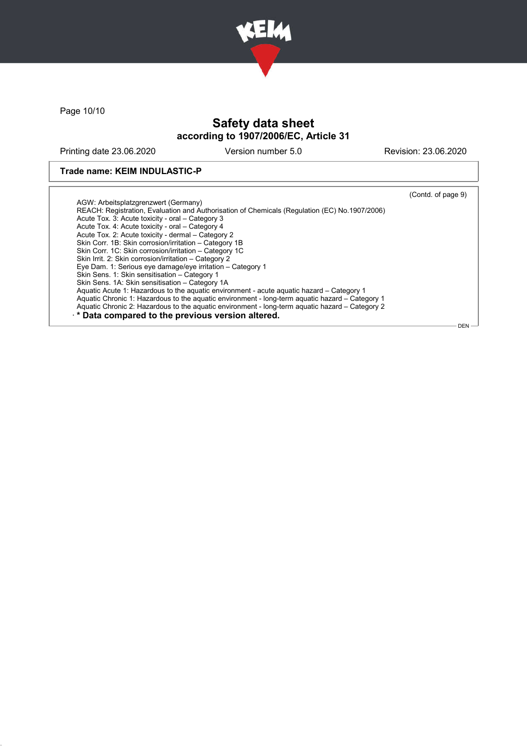# Safety data sheet
## according to 1907/2006/EC, Article 31

Printing date 23.06.2020 | Version number 5.0 | Revision: 23.06.2020

**Trade name: KEIM INDULASTIC-P**

(Contd. of page 9)

AGW: Arbeitsplatzgrenzwert (Germany)
REACH: Registration, Evaluation and Authorisation of Chemicals (Regulation (EC) No.1907/2006)
Acute Tox. 3: Acute toxicity - oral – Category 3
Acute Tox. 4: Acute toxicity - oral – Category 4
Acute Tox. 2: Acute toxicity - dermal – Category 2
Skin Corr. 1B: Skin corrosion/irritation – Category 1B
Skin Corr. 1C: Skin corrosion/irritation – Category 1C
Skin Irrit. 2: Skin corrosion/irritation – Category 2
Eye Dam. 1: Serious eye damage/eye irritation – Category 1
Skin Sens. 1: Skin sensitisation – Category 1
Skin Sens. 1A: Skin sensitisation – Category 1A
Aquatic Acute 1: Hazardous to the aquatic environment - acute aquatic hazard – Category 1
Aquatic Chronic 1: Hazardous to the aquatic environment - long-term aquatic hazard – Category 1
Aquatic Chronic 2: Hazardous to the aquatic environment - long-term aquatic hazard – Category 2

· **\* Data compared to the previous version altered.**

DEN